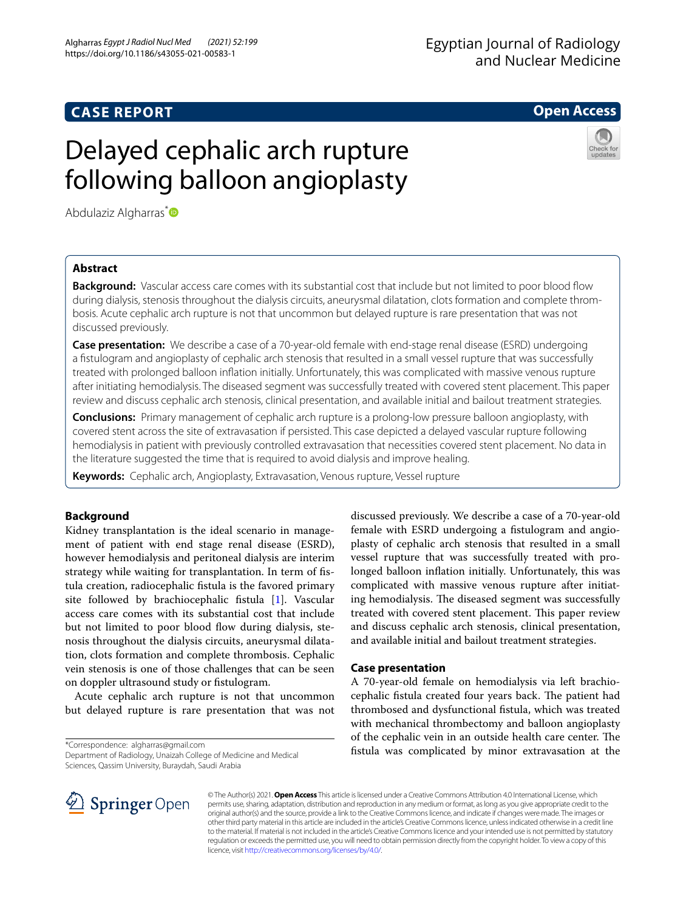# CASE REPORT

**Open Access**

# Delayed cephalic arch rupture following balloon angioplasty

Abdulaziz Algharras*

## Abstract

**Background:** Vascular access care comes with its substantial cost that include but not limited to poor blood flow during dialysis, stenosis throughout the dialysis circuits, aneurysmal dilatation, clots formation and complete thrombosis. Acute cephalic arch rupture is not that uncommon but delayed rupture is rare presentation that was not discussed previously.

**Case presentation:** We describe a case of a 70-year-old female with end-stage renal disease (ESRD) undergoing a fistulogram and angioplasty of cephalic arch stenosis that resulted in a small vessel rupture that was successfully treated with prolonged balloon inflation initially. Unfortunately, this was complicated with massive venous rupture after initiating hemodialysis. The diseased segment was successfully treated with covered stent placement. This paper review and discuss cephalic arch stenosis, clinical presentation, and available initial and bailout treatment strategies.

**Conclusions:** Primary management of cephalic arch rupture is a prolong-low pressure balloon angioplasty, with covered stent across the site of extravasation if persisted. This case depicted a delayed vascular rupture following hemodialysis in patient with previously controlled extravasation that necessities covered stent placement. No data in the literature suggested the time that is required to avoid dialysis and improve healing.

**Keywords:** Cephalic arch, Angioplasty, Extravasation, Venous rupture, Vessel rupture

## Background

Kidney transplantation is the ideal scenario in management of patient with end stage renal disease (ESRD), however hemodialysis and peritoneal dialysis are interim strategy while waiting for transplantation. In term of fistula creation, radiocephalic fistula is the favored primary site followed by brachiocephalic fistula [1]. Vascular access care comes with its substantial cost that include but not limited to poor blood flow during dialysis, stenosis throughout the dialysis circuits, aneurysmal dilatation, clots formation and complete thrombosis. Cephalic vein stenosis is one of those challenges that can be seen on doppler ultrasound study or fistulogram.

Acute cephalic arch rupture is not that uncommon but delayed rupture is rare presentation that was not discussed previously. We describe a case of a 70-year-old female with ESRD undergoing a fistulogram and angioplasty of cephalic arch stenosis that resulted in a small vessel rupture that was successfully treated with prolonged balloon inflation initially. Unfortunately, this was complicated with massive venous rupture after initiating hemodialysis. The diseased segment was successfully treated with covered stent placement. This paper review and discuss cephalic arch stenosis, clinical presentation, and available initial and bailout treatment strategies.

## Case presentation

A 70-year-old female on hemodialysis via left brachiocephalic fistula created four years back. The patient had thrombosed and dysfunctional fistula, which was treated with mechanical thrombectomy and balloon angioplasty of the cephalic vein in an outside health care center. The fistula was complicated by minor extravasation at the

*Correspondence: algharras@gmail.com
Department of Radiology, Unaizah College of Medicine and Medical Sciences, Qassim University, Buraydah, Saudi Arabia

© The Author(s) 2021. **Open Access** This article is licensed under a Creative Commons Attribution 4.0 International License, which permits use, sharing, adaptation, distribution and reproduction in any medium or format, as long as you give appropriate credit to the original author(s) and the source, provide a link to the Creative Commons licence, and indicate if changes were made. The images or other third party material in this article are included in the article's Creative Commons licence, unless indicated otherwise in a credit line to the material. If material is not included in the article's Creative Commons licence and your intended use is not permitted by statutory regulation or exceeds the permitted use, you will need to obtain permission directly from the copyright holder. To view a copy of this licence, visit http://creativecommons.org/licenses/by/4.0/.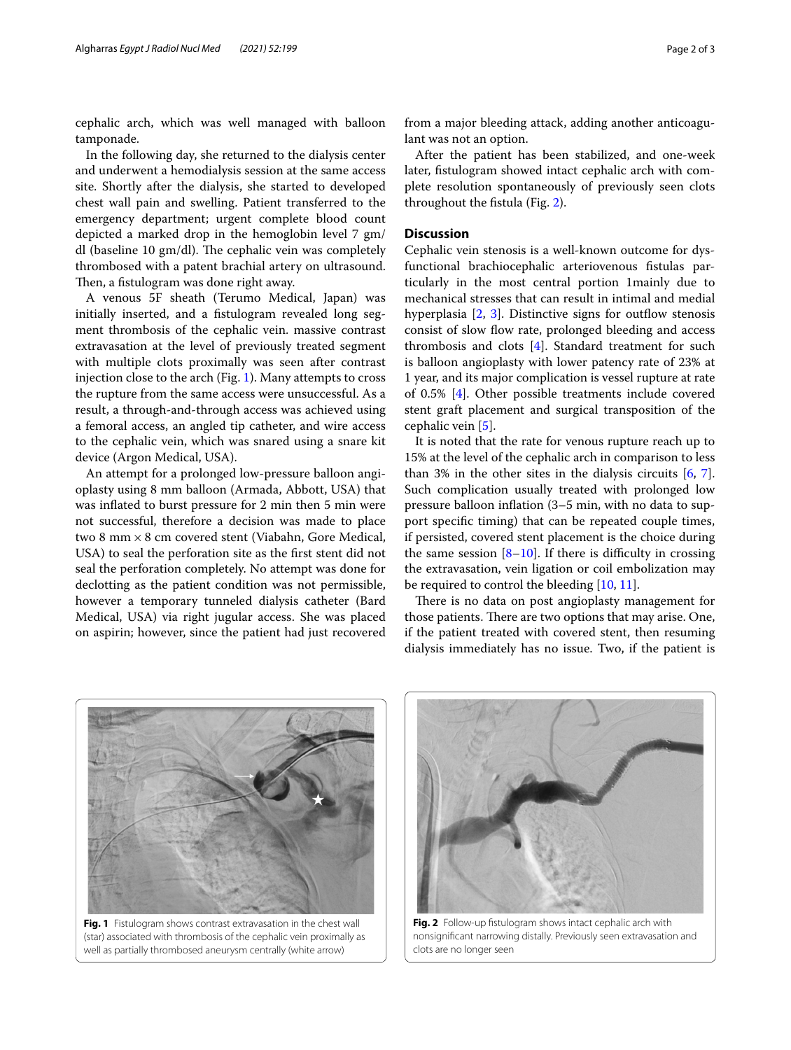cephalic arch, which was well managed with balloon tamponade.

In the following day, she returned to the dialysis center and underwent a hemodialysis session at the same access site. Shortly after the dialysis, she started to developed chest wall pain and swelling. Patient transferred to the emergency department; urgent complete blood count depicted a marked drop in the hemoglobin level 7 gm/dl (baseline 10 gm/dl). The cephalic vein was completely thrombosed with a patent brachial artery on ultrasound. Then, a fistulogram was done right away.

A venous 5F sheath (Terumo Medical, Japan) was initially inserted, and a fistulogram revealed long segment thrombosis of the cephalic vein. massive contrast extravasation at the level of previously treated segment with multiple clots proximally was seen after contrast injection close to the arch (Fig. 1). Many attempts to cross the rupture from the same access were unsuccessful. As a result, a through-and-through access was achieved using a femoral access, an angled tip catheter, and wire access to the cephalic vein, which was snared using a snare kit device (Argon Medical, USA).

An attempt for a prolonged low-pressure balloon angioplasty using 8 mm balloon (Armada, Abbott, USA) that was inflated to burst pressure for 2 min then 5 min were not successful, therefore a decision was made to place two 8 mm × 8 cm covered stent (Viabahn, Gore Medical, USA) to seal the perforation site as the first stent did not seal the perforation completely. No attempt was done for declotting as the patient condition was not permissible, however a temporary tunneled dialysis catheter (Bard Medical, USA) via right jugular access. She was placed on aspirin; however, since the patient had just recovered from a major bleeding attack, adding another anticoagulant was not an option.

After the patient has been stabilized, and one-week later, fistulogram showed intact cephalic arch with complete resolution spontaneously of previously seen clots throughout the fistula (Fig. 2).

## Discussion

Cephalic vein stenosis is a well-known outcome for dysfunctional brachiocephalic arteriovenous fistulas particularly in the most central portion 1mainly due to mechanical stresses that can result in intimal and medial hyperplasia [2, 3]. Distinctive signs for outflow stenosis consist of slow flow rate, prolonged bleeding and access thrombosis and clots [4]. Standard treatment for such is balloon angioplasty with lower patency rate of 23% at 1 year, and its major complication is vessel rupture at rate of 0.5% [4]. Other possible treatments include covered stent graft placement and surgical transposition of the cephalic vein [5].

It is noted that the rate for venous rupture reach up to 15% at the level of the cephalic arch in comparison to less than 3% in the other sites in the dialysis circuits [6, 7]. Such complication usually treated with prolonged low pressure balloon inflation (3–5 min, with no data to support specific timing) that can be repeated couple times, if persisted, covered stent placement is the choice during the same session [8–10]. If there is difficulty in crossing the extravasation, vein ligation or coil embolization may be required to control the bleeding [10, 11].

There is no data on post angioplasty management for those patients. There are two options that may arise. One, if the patient treated with covered stent, then resuming dialysis immediately has no issue. Two, if the patient is

**Fig. 1** Fistulogram shows contrast extravasation in the chest wall (star) associated with thrombosis of the cephalic vein proximally as well as partially thrombosed aneurysm centrally (white arrow)

**Fig. 2** Follow-up fistulogram shows intact cephalic arch with nonsignificant narrowing distally. Previously seen extravasation and clots are no longer seen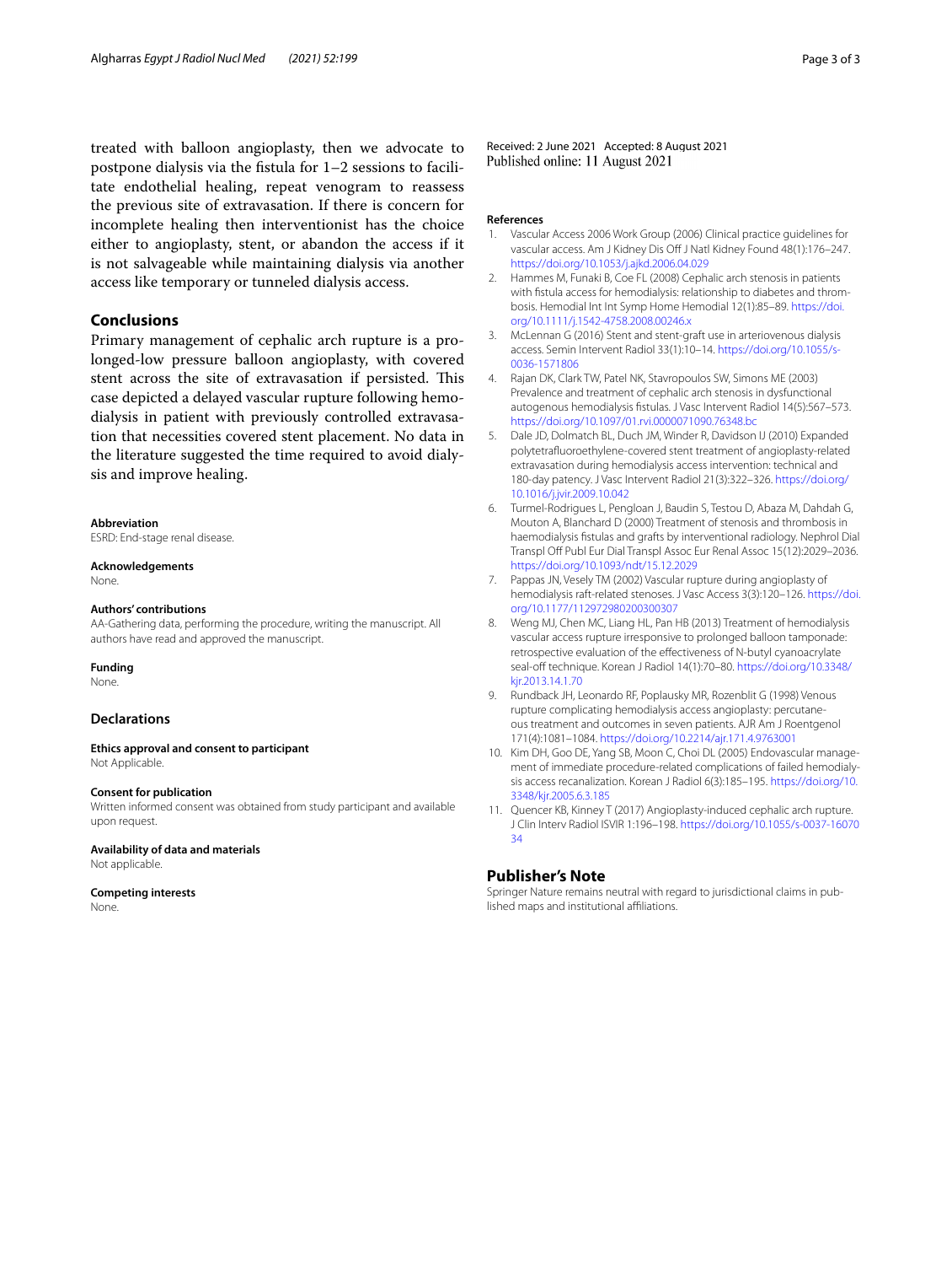treated with balloon angioplasty, then we advocate to postpone dialysis via the fistula for 1–2 sessions to facilitate endothelial healing, repeat venogram to reassess the previous site of extravasation. If there is concern for incomplete healing then interventionist has the choice either to angioplasty, stent, or abandon the access if it is not salvageable while maintaining dialysis via another access like temporary or tunneled dialysis access.

## Conclusions

Primary management of cephalic arch rupture is a prolonged-low pressure balloon angioplasty, with covered stent across the site of extravasation if persisted. This case depicted a delayed vascular rupture following hemodialysis in patient with previously controlled extravasation that necessities covered stent placement. No data in the literature suggested the time required to avoid dialysis and improve healing.

#### Abbreviation

ESRD: End-stage renal disease.

#### Acknowledgements

None.

#### Authors' contributions

AA-Gathering data, performing the procedure, writing the manuscript. All authors have read and approved the manuscript.

#### Funding

None.

### Declarations

#### Ethics approval and consent to participant

Not Applicable.

#### Consent for publication

Written informed consent was obtained from study participant and available upon request.

#### Availability of data and materials

Not applicable.

#### Competing interests

None.

Received: 2 June 2021 Accepted: 8 August 2021
Published online: 11 August 2021

#### References

1. Vascular Access 2006 Work Group (2006) Clinical practice guidelines for vascular access. Am J Kidney Dis Off J Natl Kidney Found 48(1):176–247. https://doi.org/10.1053/j.ajkd.2006.04.029
2. Hammes M, Funaki B, Coe FL (2008) Cephalic arch stenosis in patients with fistula access for hemodialysis: relationship to diabetes and thrombosis. Hemodial Int Int Symp Home Hemodial 12(1):85–89. https://doi.org/10.1111/j.1542-4758.2008.00246.x
3. McLennan G (2016) Stent and stent-graft use in arteriovenous dialysis access. Semin Intervent Radiol 33(1):10–14. https://doi.org/10.1055/s-0036-1571806
4. Rajan DK, Clark TW, Patel NK, Stavropoulos SW, Simons ME (2003) Prevalence and treatment of cephalic arch stenosis in dysfunctional autogenous hemodialysis fistulas. J Vasc Intervent Radiol 14(5):567–573. https://doi.org/10.1097/01.rvi.0000071090.76348.bc
5. Dale JD, Dolmatch BL, Duch JM, Winder R, Davidson IJ (2010) Expanded polytetrafluoroethylene-covered stent treatment of angioplasty-related extravasation during hemodialysis access intervention: technical and 180-day patency. J Vasc Intervent Radiol 21(3):322–326. https://doi.org/10.1016/j.jvir.2009.10.042
6. Turmel-Rodrigues L, Pengloan J, Baudin S, Testou D, Abaza M, Dahdah G, Mouton A, Blanchard D (2000) Treatment of stenosis and thrombosis in haemodialysis fistulas and grafts by interventional radiology. Nephrol Dial Transpl Off Publ Eur Dial Transpl Assoc Eur Renal Assoc 15(12):2029–2036. https://doi.org/10.1093/ndt/15.12.2029
7. Pappas JN, Vesely TM (2002) Vascular rupture during angioplasty of hemodialysis raft-related stenoses. J Vasc Access 3(3):120–126. https://doi.org/10.1177/112972980200300307
8. Weng MJ, Chen MC, Liang HL, Pan HB (2013) Treatment of hemodialysis vascular access rupture irresponsive to prolonged balloon tamponade: retrospective evaluation of the effectiveness of N-butyl cyanoacrylate seal-off technique. Korean J Radiol 14(1):70–80. https://doi.org/10.3348/kjr.2013.14.1.70
9. Rundback JH, Leonardo RF, Poplausky MR, Rozenblit G (1998) Venous rupture complicating hemodialysis access angioplasty: percutaneous treatment and outcomes in seven patients. AJR Am J Roentgenol 171(4):1081–1084. https://doi.org/10.2214/ajr.171.4.9763001
10. Kim DH, Goo DE, Yang SB, Moon C, Choi DL (2005) Endovascular management of immediate procedure-related complications of failed hemodialysis access recanalization. Korean J Radiol 6(3):185–195. https://doi.org/10.3348/kjr.2005.6.3.185
11. Quencer KB, Kinney T (2017) Angioplasty-induced cephalic arch rupture. J Clin Interv Radiol ISVIR 1:196–198. https://doi.org/10.1055/s-0037-1607034

## Publisher's Note

Springer Nature remains neutral with regard to jurisdictional claims in published maps and institutional affiliations.